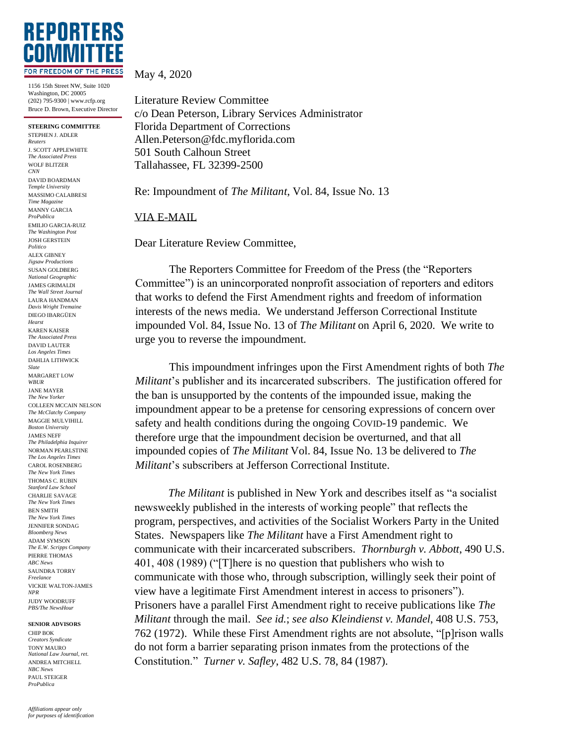# REPORTERS COMMITTEE

FOR FREEDOM OF THE PRESS

1156 15th Street NW, Suite 1020
Washington, DC 20005
(202) 795-9300 | www.rcfp.org
Bruce D. Brown, Executive Director

**STEERING COMMITTEE**

STEPHEN J. ADLER
*Reuters*
J. SCOTT APPLEWHITE
*The Associated Press*
WOLF BLITZER
*CNN*
DAVID BOARDMAN
*Temple University*
MASSIMO CALABRESI
*Time Magazine*
MANNY GARCIA
*ProPublica*
EMILIO GARCIA-RUIZ
*The Washington Post*
JOSH GERSTEIN
*Politico*
ALEX GIBNEY
*Jigsaw Productions*
SUSAN GOLDBERG
*National Geographic*
JAMES GRIMALDI
*The Wall Street Journal*
LAURA HANDMAN
*Davis Wright Tremaine*
DIEGO IBARGÜEN
*Hearst*
KAREN KAISER
*The Associated Press*
DAVID LAUTER
*Los Angeles Times*
DAHLIA LITHWICK
*Slate*
MARGARET LOW
*WBUR*
JANE MAYER
*The New Yorker*
COLLEEN MCCAIN NELSON
*The McClatchy Company*
MAGGIE MULVIHILL
*Boston University*
JAMES NEFF
*The Philadelphia Inquirer*
NORMAN PEARLSTINE
*The Los Angeles Times*
CAROL ROSENBERG
*The New York Times*
THOMAS C. RUBIN
*Stanford Law School*
CHARLIE SAVAGE
*The New York Times*
BEN SMITH
*The New York Times*
JENNIFER SONDAG
*Bloomberg News*
ADAM SYMSON
*The E.W. Scripps Company*
PIERRE THOMAS
*ABC News*
SAUNDRA TORRY
*Freelance*
VICKIE WALTON-JAMES
*NPR*
JUDY WOODRUFF
*PBS/The NewsHour*

**SENIOR ADVISORS**

CHIP BOK
*Creators Syndicate*
TONY MAURO
*National Law Journal, ret.*
ANDREA MITCHELL
*NBC News*
PAUL STEIGER
*ProPublica*

*Affiliations appear only for purposes of identification*

May 4, 2020

Literature Review Committee
c/o Dean Peterson, Library Services Administrator
Florida Department of Corrections
Allen.Peterson@fdc.myflorida.com
501 South Calhoun Street
Tallahassee, FL 32399-2500

Re: Impoundment of *The Militant*, Vol. 84, Issue No. 13

VIA E-MAIL

Dear Literature Review Committee,

The Reporters Committee for Freedom of the Press (the "Reporters Committee") is an unincorporated nonprofit association of reporters and editors that works to defend the First Amendment rights and freedom of information interests of the news media. We understand Jefferson Correctional Institute impounded Vol. 84, Issue No. 13 of *The Militant* on April 6, 2020. We write to urge you to reverse the impoundment.

This impoundment infringes upon the First Amendment rights of both *The Militant*'s publisher and its incarcerated subscribers. The justification offered for the ban is unsupported by the contents of the impounded issue, making the impoundment appear to be a pretense for censoring expressions of concern over safety and health conditions during the ongoing COVID-19 pandemic. We therefore urge that the impoundment decision be overturned, and that all impounded copies of *The Militant* Vol. 84, Issue No. 13 be delivered to *The Militant*'s subscribers at Jefferson Correctional Institute.

*The Militant* is published in New York and describes itself as "a socialist newsweekly published in the interests of working people" that reflects the program, perspectives, and activities of the Socialist Workers Party in the United States. Newspapers like *The Militant* have a First Amendment right to communicate with their incarcerated subscribers. *Thornburgh v. Abbott*, 490 U.S. 401, 408 (1989) ("[T]here is no question that publishers who wish to communicate with those who, through subscription, willingly seek their point of view have a legitimate First Amendment interest in access to prisoners"). Prisoners have a parallel First Amendment right to receive publications like *The Militant* through the mail. *See id.*; *see also Kleindienst v. Mandel*, 408 U.S. 753, 762 (1972). While these First Amendment rights are not absolute, "[p]rison walls do not form a barrier separating prison inmates from the protections of the Constitution." *Turner v. Safley*, 482 U.S. 78, 84 (1987).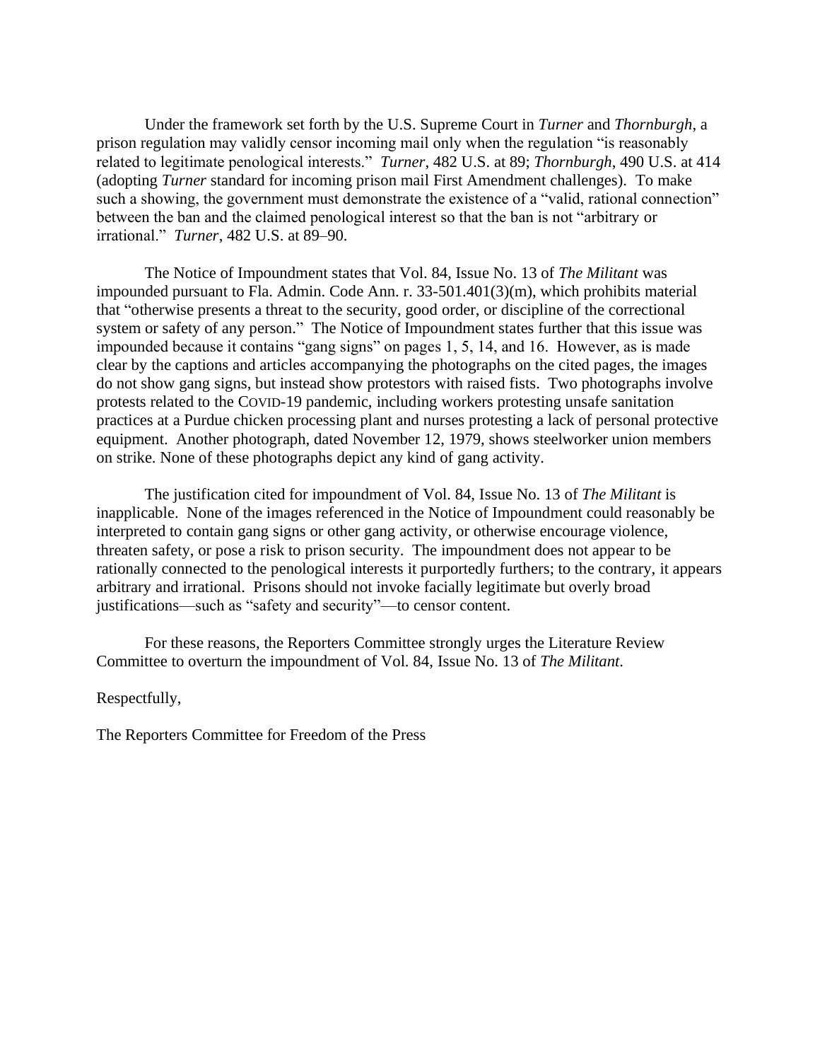Under the framework set forth by the U.S. Supreme Court in *Turner* and *Thornburgh*, a prison regulation may validly censor incoming mail only when the regulation "is reasonably related to legitimate penological interests." *Turner*, 482 U.S. at 89; *Thornburgh*, 490 U.S. at 414 (adopting *Turner* standard for incoming prison mail First Amendment challenges). To make such a showing, the government must demonstrate the existence of a "valid, rational connection" between the ban and the claimed penological interest so that the ban is not "arbitrary or irrational." *Turner*, 482 U.S. at 89–90.

The Notice of Impoundment states that Vol. 84, Issue No. 13 of *The Militant* was impounded pursuant to Fla. Admin. Code Ann. r. 33-501.401(3)(m), which prohibits material that "otherwise presents a threat to the security, good order, or discipline of the correctional system or safety of any person." The Notice of Impoundment states further that this issue was impounded because it contains "gang signs" on pages 1, 5, 14, and 16. However, as is made clear by the captions and articles accompanying the photographs on the cited pages, the images do not show gang signs, but instead show protestors with raised fists. Two photographs involve protests related to the COVID-19 pandemic, including workers protesting unsafe sanitation practices at a Purdue chicken processing plant and nurses protesting a lack of personal protective equipment. Another photograph, dated November 12, 1979, shows steelworker union members on strike. None of these photographs depict any kind of gang activity.

The justification cited for impoundment of Vol. 84, Issue No. 13 of *The Militant* is inapplicable. None of the images referenced in the Notice of Impoundment could reasonably be interpreted to contain gang signs or other gang activity, or otherwise encourage violence, threaten safety, or pose a risk to prison security. The impoundment does not appear to be rationally connected to the penological interests it purportedly furthers; to the contrary, it appears arbitrary and irrational. Prisons should not invoke facially legitimate but overly broad justifications—such as "safety and security"—to censor content.

For these reasons, the Reporters Committee strongly urges the Literature Review Committee to overturn the impoundment of Vol. 84, Issue No. 13 of *The Militant*.

Respectfully,

The Reporters Committee for Freedom of the Press